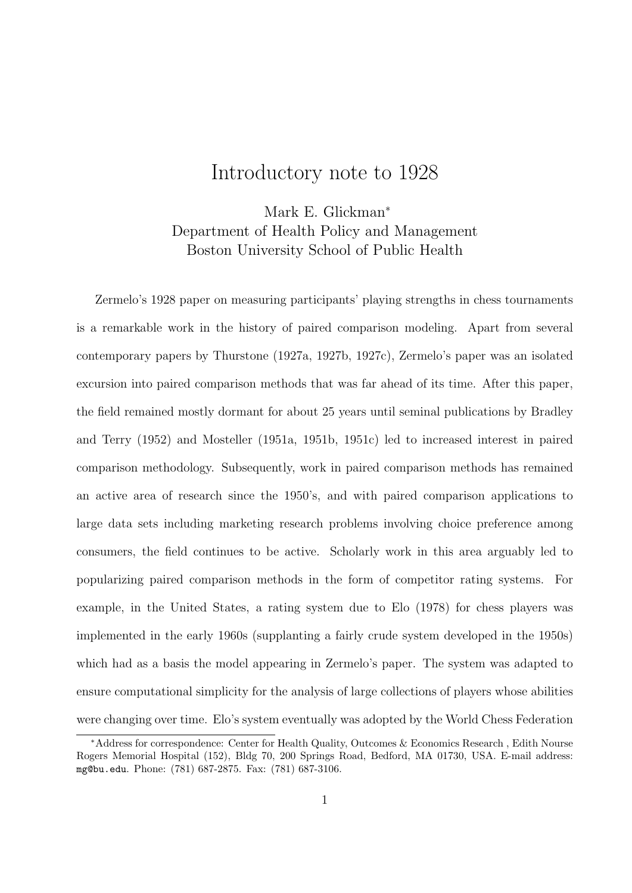# Introductory note to 1928

Mark E. Glickman*
Department of Health Policy and Management
Boston University School of Public Health

Zermelo's 1928 paper on measuring participants' playing strengths in chess tournaments is a remarkable work in the history of paired comparison modeling. Apart from several contemporary papers by Thurstone (1927a, 1927b, 1927c), Zermelo's paper was an isolated excursion into paired comparison methods that was far ahead of its time. After this paper, the field remained mostly dormant for about 25 years until seminal publications by Bradley and Terry (1952) and Mosteller (1951a, 1951b, 1951c) led to increased interest in paired comparison methodology. Subsequently, work in paired comparison methods has remained an active area of research since the 1950's, and with paired comparison applications to large data sets including marketing research problems involving choice preference among consumers, the field continues to be active. Scholarly work in this area arguably led to popularizing paired comparison methods in the form of competitor rating systems. For example, in the United States, a rating system due to Elo (1978) for chess players was implemented in the early 1960s (supplanting a fairly crude system developed in the 1950s) which had as a basis the model appearing in Zermelo's paper. The system was adapted to ensure computational simplicity for the analysis of large collections of players whose abilities were changing over time. Elo's system eventually was adopted by the World Chess Federation

*Address for correspondence: Center for Health Quality, Outcomes & Economics Research , Edith Nourse Rogers Memorial Hospital (152), Bldg 70, 200 Springs Road, Bedford, MA 01730, USA. E-mail address: mg@bu.edu. Phone: (781) 687-2875. Fax: (781) 687-3106.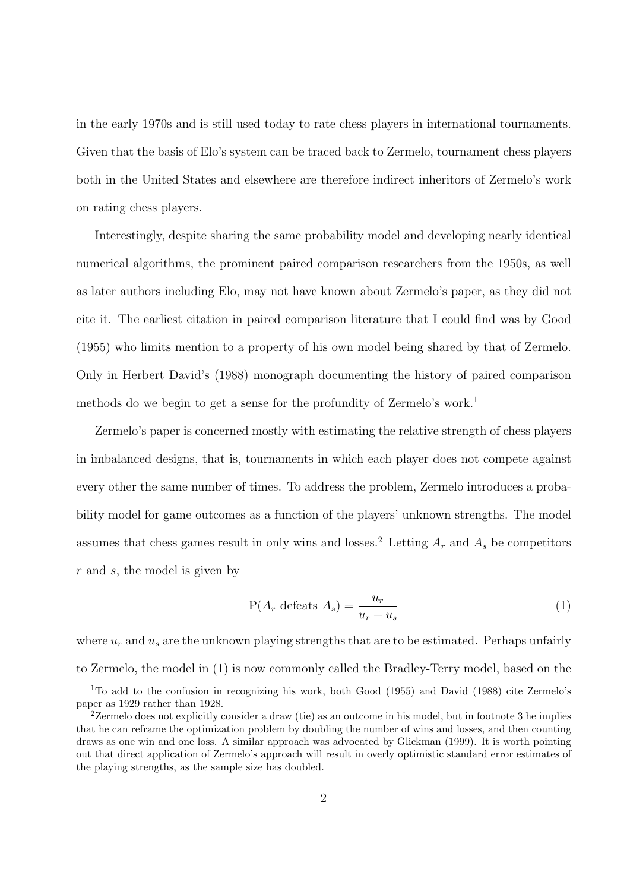in the early 1970s and is still used today to rate chess players in international tournaments. Given that the basis of Elo's system can be traced back to Zermelo, tournament chess players both in the United States and elsewhere are therefore indirect inheritors of Zermelo's work on rating chess players.

Interestingly, despite sharing the same probability model and developing nearly identical numerical algorithms, the prominent paired comparison researchers from the 1950s, as well as later authors including Elo, may not have known about Zermelo's paper, as they did not cite it. The earliest citation in paired comparison literature that I could find was by Good (1955) who limits mention to a property of his own model being shared by that of Zermelo. Only in Herbert David's (1988) monograph documenting the history of paired comparison methods do we begin to get a sense for the profundity of Zermelo's work.[1]

Zermelo's paper is concerned mostly with estimating the relative strength of chess players in imbalanced designs, that is, tournaments in which each player does not compete against every other the same number of times. To address the problem, Zermelo introduces a probability model for game outcomes as a function of the players' unknown strengths. The model assumes that chess games result in only wins and losses.[2] Letting $A_r$ and $A_s$ be competitors $r$ and $s$, the model is given by

$$\mathrm{P}(A_r \text{ defeats } A_s) = \frac{u_r}{u_r + u_s} \tag{1}$$

where $u_r$ and $u_s$ are the unknown playing strengths that are to be estimated. Perhaps unfairly to Zermelo, the model in (1) is now commonly called the Bradley-Terry model, based on the

[1] To add to the confusion in recognizing his work, both Good (1955) and David (1988) cite Zermelo's paper as 1929 rather than 1928.

[2] Zermelo does not explicitly consider a draw (tie) as an outcome in his model, but in footnote 3 he implies that he can reframe the optimization problem by doubling the number of wins and losses, and then counting draws as one win and one loss. A similar approach was advocated by Glickman (1999). It is worth pointing out that direct application of Zermelo's approach will result in overly optimistic standard error estimates of the playing strengths, as the sample size has doubled.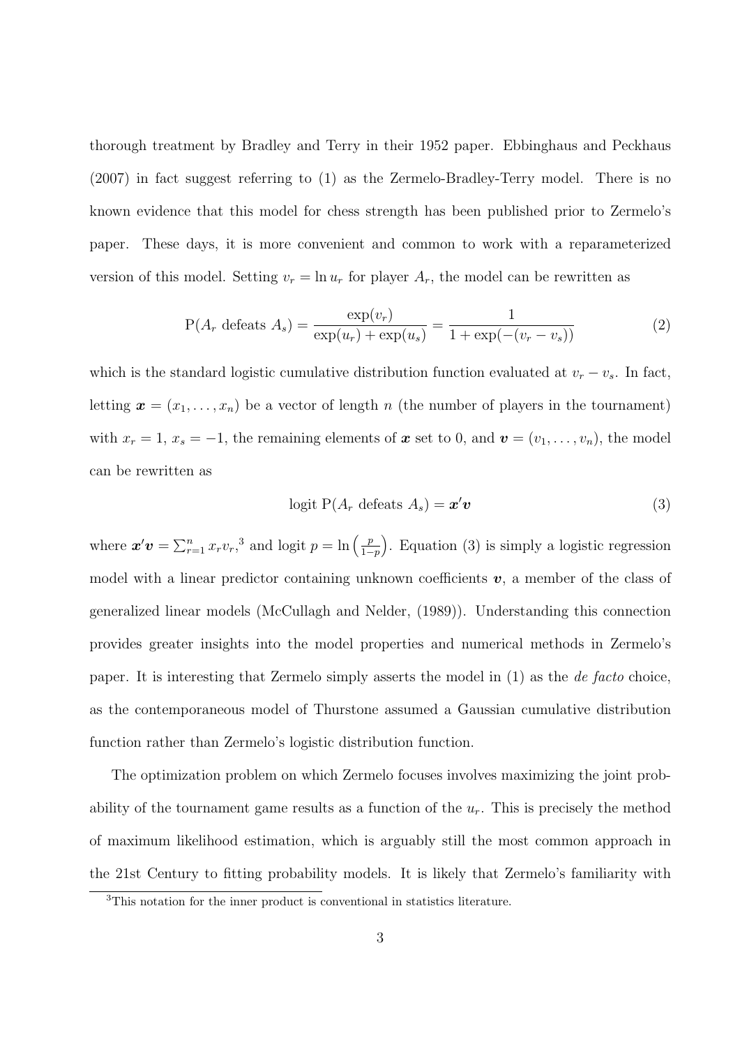thorough treatment by Bradley and Terry in their 1952 paper. Ebbinghaus and Peckhaus (2007) in fact suggest referring to (1) as the Zermelo-Bradley-Terry model. There is no known evidence that this model for chess strength has been published prior to Zermelo's paper. These days, it is more convenient and common to work with a reparameterized version of this model. Setting $v_r = \ln u_r$ for player $A_r$, the model can be rewritten as

$$\mathrm{P}(A_r \text{ defeats } A_s) = \frac{\exp(v_r)}{\exp(u_r) + \exp(u_s)} = \frac{1}{1 + \exp(-(v_r - v_s))} \tag{2}$$

which is the standard logistic cumulative distribution function evaluated at $v_r - v_s$. In fact, letting $\boldsymbol{x} = (x_1, \ldots, x_n)$ be a vector of length $n$ (the number of players in the tournament) with $x_r = 1$, $x_s = -1$, the remaining elements of $\boldsymbol{x}$ set to 0, and $\boldsymbol{v} = (v_1, \ldots, v_n)$, the model can be rewritten as

$$\text{logit } \mathrm{P}(A_r \text{ defeats } A_s) = \boldsymbol{x}'\boldsymbol{v} \tag{3}$$

where $\boldsymbol{x}'\boldsymbol{v} = \sum_{r=1}^{n} x_r v_r$,[3] and $\text{logit } p = \ln\left(\frac{p}{1-p}\right)$. Equation (3) is simply a logistic regression model with a linear predictor containing unknown coefficients $\boldsymbol{v}$, a member of the class of generalized linear models (McCullagh and Nelder, (1989)). Understanding this connection provides greater insights into the model properties and numerical methods in Zermelo's paper. It is interesting that Zermelo simply asserts the model in (1) as the *de facto* choice, as the contemporaneous model of Thurstone assumed a Gaussian cumulative distribution function rather than Zermelo's logistic distribution function.

The optimization problem on which Zermelo focuses involves maximizing the joint probability of the tournament game results as a function of the $u_r$. This is precisely the method of maximum likelihood estimation, which is arguably still the most common approach in the 21st Century to fitting probability models. It is likely that Zermelo's familiarity with

[3] This notation for the inner product is conventional in statistics literature.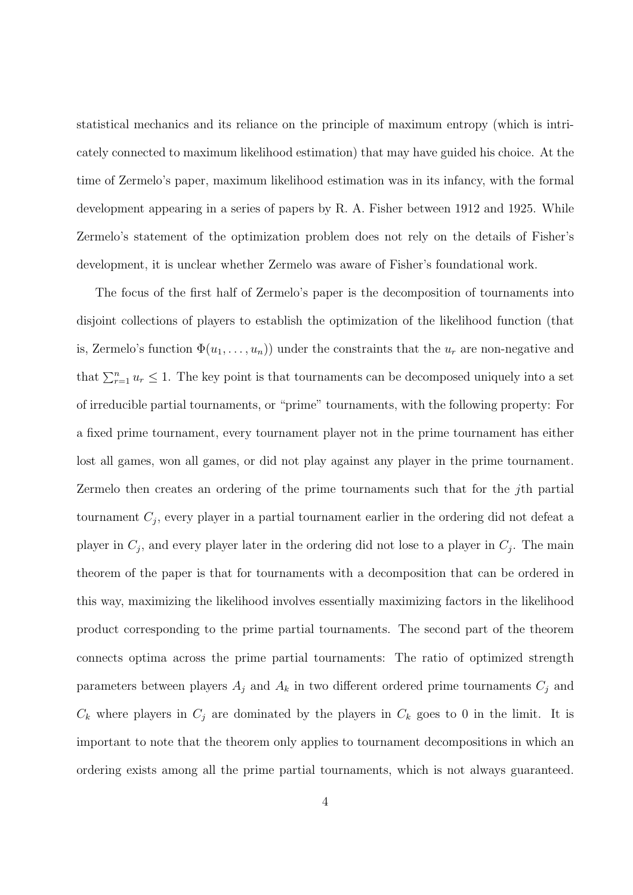statistical mechanics and its reliance on the principle of maximum entropy (which is intricately connected to maximum likelihood estimation) that may have guided his choice. At the time of Zermelo's paper, maximum likelihood estimation was in its infancy, with the formal development appearing in a series of papers by R. A. Fisher between 1912 and 1925. While Zermelo's statement of the optimization problem does not rely on the details of Fisher's development, it is unclear whether Zermelo was aware of Fisher's foundational work.

The focus of the first half of Zermelo's paper is the decomposition of tournaments into disjoint collections of players to establish the optimization of the likelihood function (that is, Zermelo's function $\Phi(u_1, \ldots, u_n)$) under the constraints that the $u_r$ are non-negative and that $\sum_{r=1}^{n} u_r \leq 1$. The key point is that tournaments can be decomposed uniquely into a set of irreducible partial tournaments, or "prime" tournaments, with the following property: For a fixed prime tournament, every tournament player not in the prime tournament has either lost all games, won all games, or did not play against any player in the prime tournament. Zermelo then creates an ordering of the prime tournaments such that for the $j$th partial tournament $C_j$, every player in a partial tournament earlier in the ordering did not defeat a player in $C_j$, and every player later in the ordering did not lose to a player in $C_j$. The main theorem of the paper is that for tournaments with a decomposition that can be ordered in this way, maximizing the likelihood involves essentially maximizing factors in the likelihood product corresponding to the prime partial tournaments. The second part of the theorem connects optima across the prime partial tournaments: The ratio of optimized strength parameters between players $A_j$ and $A_k$ in two different ordered prime tournaments $C_j$ and $C_k$ where players in $C_j$ are dominated by the players in $C_k$ goes to 0 in the limit. It is important to note that the theorem only applies to tournament decompositions in which an ordering exists among all the prime partial tournaments, which is not always guaranteed.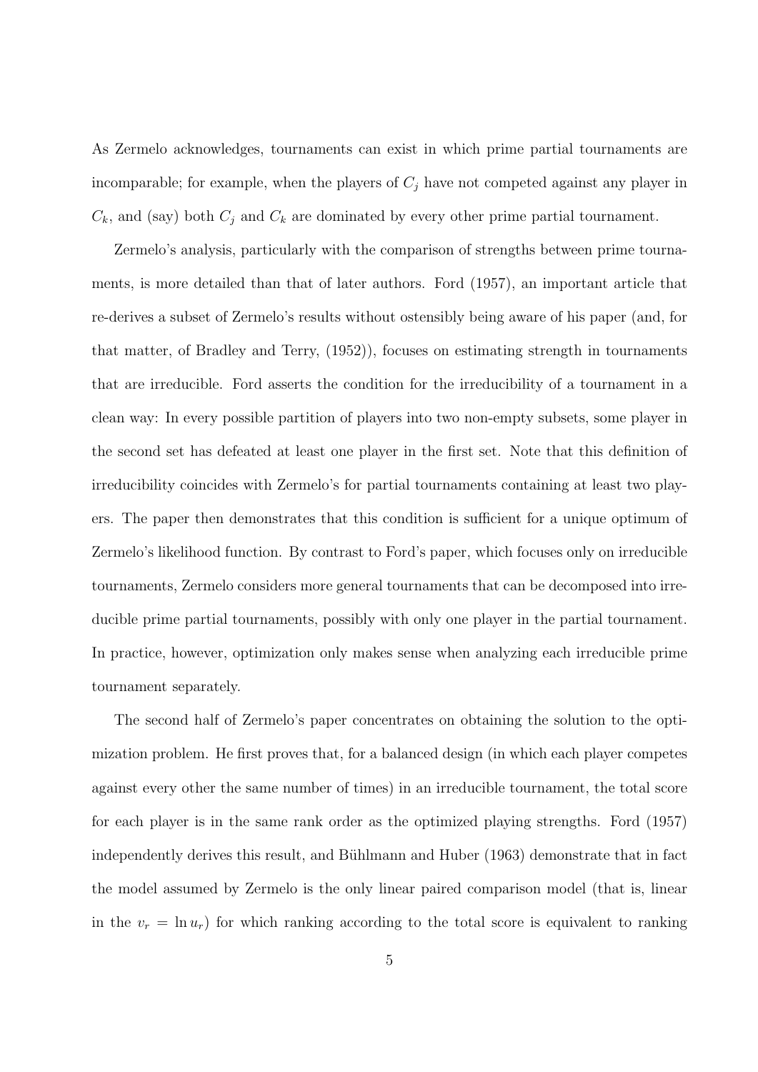As Zermelo acknowledges, tournaments can exist in which prime partial tournaments are incomparable; for example, when the players of $C_j$ have not competed against any player in $C_k$, and (say) both $C_j$ and $C_k$ are dominated by every other prime partial tournament.

Zermelo's analysis, particularly with the comparison of strengths between prime tournaments, is more detailed than that of later authors. Ford (1957), an important article that re-derives a subset of Zermelo's results without ostensibly being aware of his paper (and, for that matter, of Bradley and Terry, (1952)), focuses on estimating strength in tournaments that are irreducible. Ford asserts the condition for the irreducibility of a tournament in a clean way: In every possible partition of players into two non-empty subsets, some player in the second set has defeated at least one player in the first set. Note that this definition of irreducibility coincides with Zermelo's for partial tournaments containing at least two players. The paper then demonstrates that this condition is sufficient for a unique optimum of Zermelo's likelihood function. By contrast to Ford's paper, which focuses only on irreducible tournaments, Zermelo considers more general tournaments that can be decomposed into irreducible prime partial tournaments, possibly with only one player in the partial tournament. In practice, however, optimization only makes sense when analyzing each irreducible prime tournament separately.

The second half of Zermelo's paper concentrates on obtaining the solution to the optimization problem. He first proves that, for a balanced design (in which each player competes against every other the same number of times) in an irreducible tournament, the total score for each player is in the same rank order as the optimized playing strengths. Ford (1957) independently derives this result, and Bühlmann and Huber (1963) demonstrate that in fact the model assumed by Zermelo is the only linear paired comparison model (that is, linear in the $v_r = \ln u_r$) for which ranking according to the total score is equivalent to ranking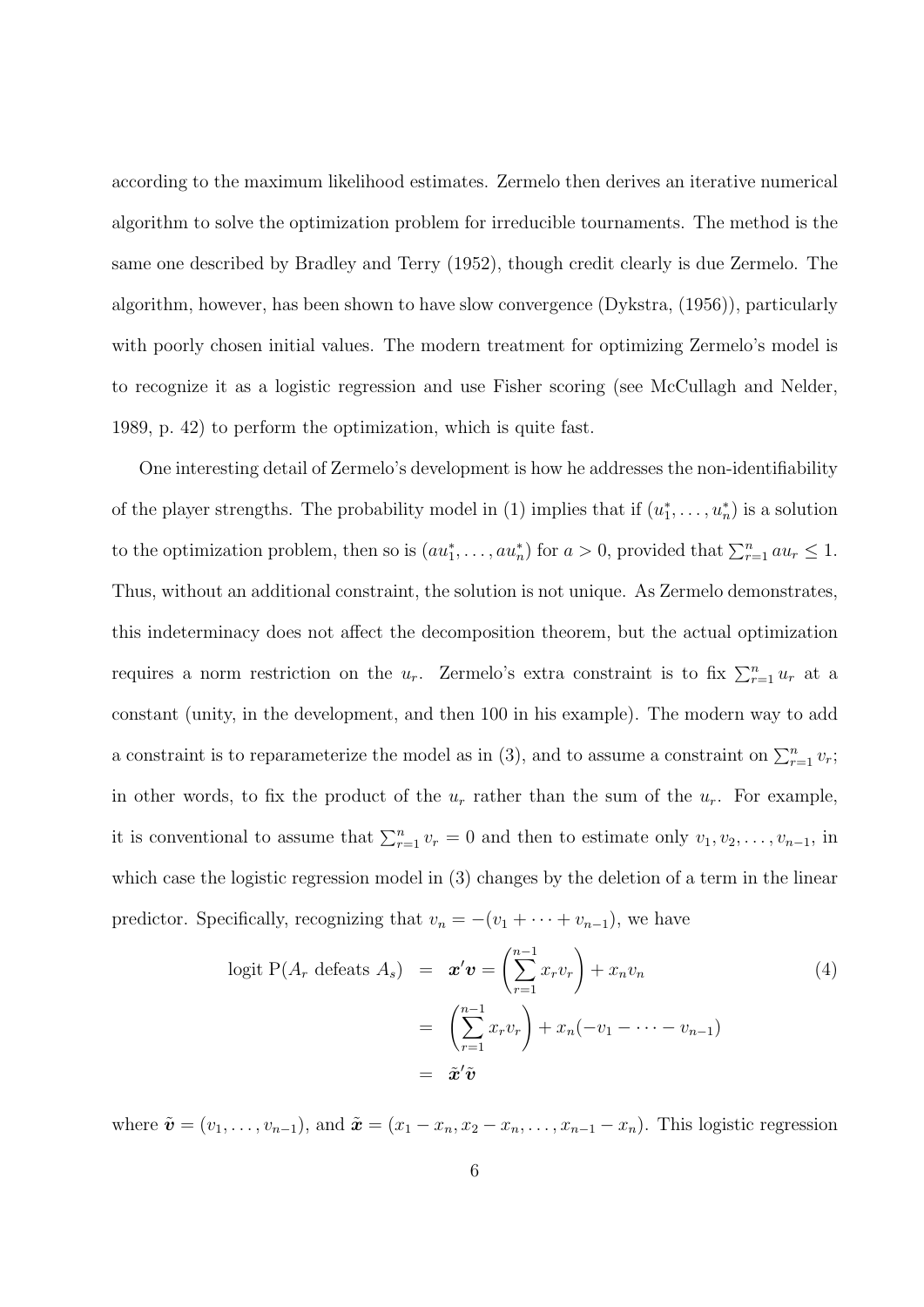according to the maximum likelihood estimates. Zermelo then derives an iterative numerical algorithm to solve the optimization problem for irreducible tournaments. The method is the same one described by Bradley and Terry (1952), though credit clearly is due Zermelo. The algorithm, however, has been shown to have slow convergence (Dykstra, (1956)), particularly with poorly chosen initial values. The modern treatment for optimizing Zermelo's model is to recognize it as a logistic regression and use Fisher scoring (see McCullagh and Nelder, 1989, p. 42) to perform the optimization, which is quite fast.

One interesting detail of Zermelo's development is how he addresses the non-identifiability of the player strengths. The probability model in (1) implies that if $(u_1^*, \ldots, u_n^*)$ is a solution to the optimization problem, then so is $(au_1^*, \ldots, au_n^*)$ for $a > 0$, provided that $\sum_{r=1}^n au_r \leq 1$. Thus, without an additional constraint, the solution is not unique. As Zermelo demonstrates, this indeterminacy does not affect the decomposition theorem, but the actual optimization requires a norm restriction on the $u_r$. Zermelo's extra constraint is to fix $\sum_{r=1}^n u_r$ at a constant (unity, in the development, and then 100 in his example). The modern way to add a constraint is to reparameterize the model as in (3), and to assume a constraint on $\sum_{r=1}^n v_r$; in other words, to fix the product of the $u_r$ rather than the sum of the $u_r$. For example, it is conventional to assume that $\sum_{r=1}^n v_r = 0$ and then to estimate only $v_1, v_2, \ldots, v_{n-1}$, in which case the logistic regression model in (3) changes by the deletion of a term in the linear predictor. Specifically, recognizing that $v_n = -(v_1 + \cdots + v_{n-1})$, we have

$$
\begin{aligned}
\text{logit P}(A_r \text{ defeats } A_s) &= \boldsymbol{x}'\boldsymbol{v} = \left(\sum_{r=1}^{n-1} x_r v_r\right) + x_n v_n \\
&= \left(\sum_{r=1}^{n-1} x_r v_r\right) + x_n(-v_1 - \cdots - v_{n-1}) \\
&= \tilde{\boldsymbol{x}}'\tilde{\boldsymbol{v}}
\end{aligned}
\tag{4}
$$

where $\tilde{\boldsymbol{v}} = (v_1, \ldots, v_{n-1})$, and $\tilde{\boldsymbol{x}} = (x_1 - x_n, x_2 - x_n, \ldots, x_{n-1} - x_n)$. This logistic regression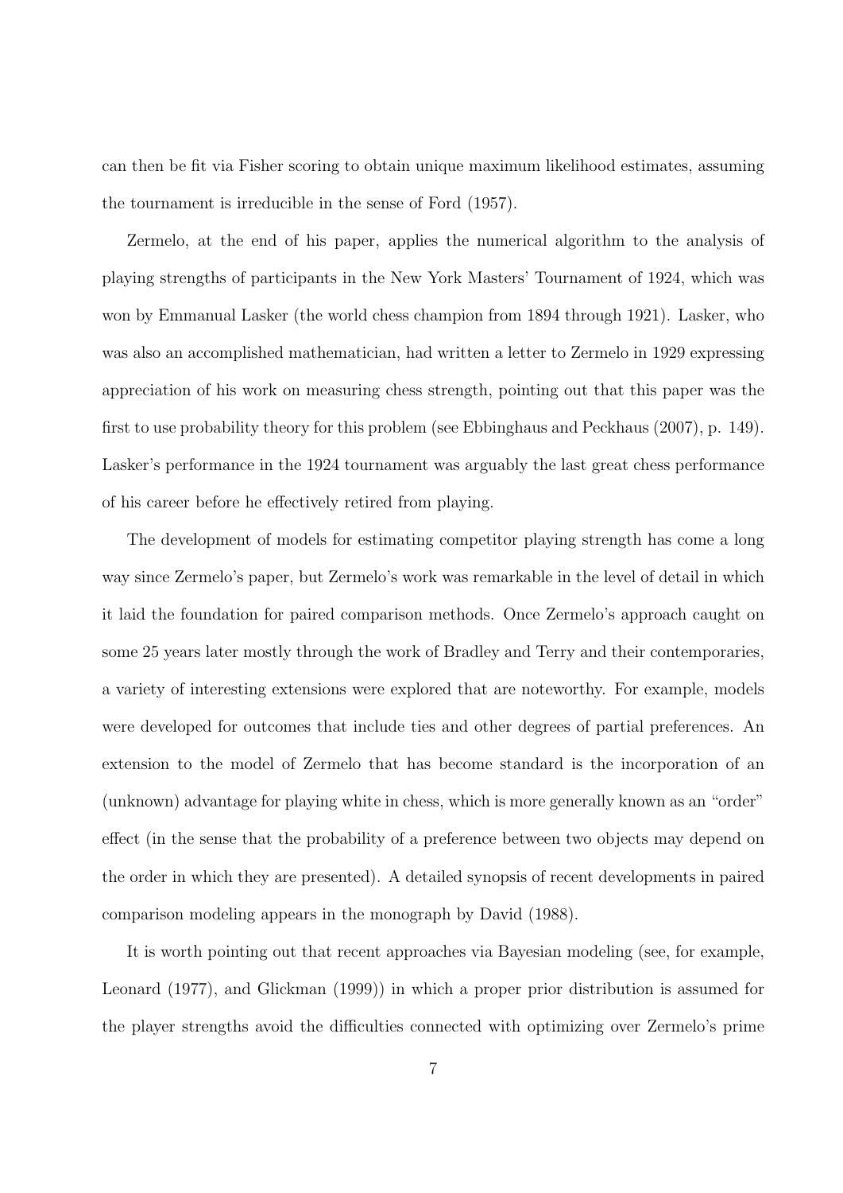can then be fit via Fisher scoring to obtain unique maximum likelihood estimates, assuming the tournament is irreducible in the sense of Ford (1957).

Zermelo, at the end of his paper, applies the numerical algorithm to the analysis of playing strengths of participants in the New York Masters' Tournament of 1924, which was won by Emmanual Lasker (the world chess champion from 1894 through 1921). Lasker, who was also an accomplished mathematician, had written a letter to Zermelo in 1929 expressing appreciation of his work on measuring chess strength, pointing out that this paper was the first to use probability theory for this problem (see Ebbinghaus and Peckhaus (2007), p. 149). Lasker's performance in the 1924 tournament was arguably the last great chess performance of his career before he effectively retired from playing.

The development of models for estimating competitor playing strength has come a long way since Zermelo's paper, but Zermelo's work was remarkable in the level of detail in which it laid the foundation for paired comparison methods. Once Zermelo's approach caught on some 25 years later mostly through the work of Bradley and Terry and their contemporaries, a variety of interesting extensions were explored that are noteworthy. For example, models were developed for outcomes that include ties and other degrees of partial preferences. An extension to the model of Zermelo that has become standard is the incorporation of an (unknown) advantage for playing white in chess, which is more generally known as an "order" effect (in the sense that the probability of a preference between two objects may depend on the order in which they are presented). A detailed synopsis of recent developments in paired comparison modeling appears in the monograph by David (1988).

It is worth pointing out that recent approaches via Bayesian modeling (see, for example, Leonard (1977), and Glickman (1999)) in which a proper prior distribution is assumed for the player strengths avoid the difficulties connected with optimizing over Zermelo's prime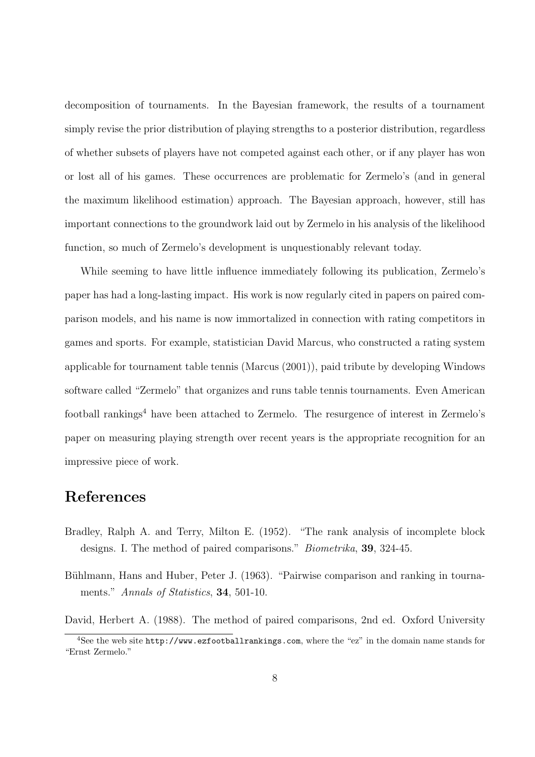decomposition of tournaments. In the Bayesian framework, the results of a tournament simply revise the prior distribution of playing strengths to a posterior distribution, regardless of whether subsets of players have not competed against each other, or if any player has won or lost all of his games. These occurrences are problematic for Zermelo's (and in general the maximum likelihood estimation) approach. The Bayesian approach, however, still has important connections to the groundwork laid out by Zermelo in his analysis of the likelihood function, so much of Zermelo's development is unquestionably relevant today.

While seeming to have little influence immediately following its publication, Zermelo's paper has had a long-lasting impact. His work is now regularly cited in papers on paired comparison models, and his name is now immortalized in connection with rating competitors in games and sports. For example, statistician David Marcus, who constructed a rating system applicable for tournament table tennis (Marcus (2001)), paid tribute by developing Windows software called "Zermelo" that organizes and runs table tennis tournaments. Even American football rankings[4] have been attached to Zermelo. The resurgence of interest in Zermelo's paper on measuring playing strength over recent years is the appropriate recognition for an impressive piece of work.

## References

Bradley, Ralph A. and Terry, Milton E. (1952). "The rank analysis of incomplete block designs. I. The method of paired comparisons." *Biometrika*, **39**, 324-45.

Bühlmann, Hans and Huber, Peter J. (1963). "Pairwise comparison and ranking in tournaments." *Annals of Statistics*, **34**, 501-10.

David, Herbert A. (1988). The method of paired comparisons, 2nd ed. Oxford University

[4] See the web site `http://www.ezfootballrankings.com`, where the "ez" in the domain name stands for "Ernst Zermelo."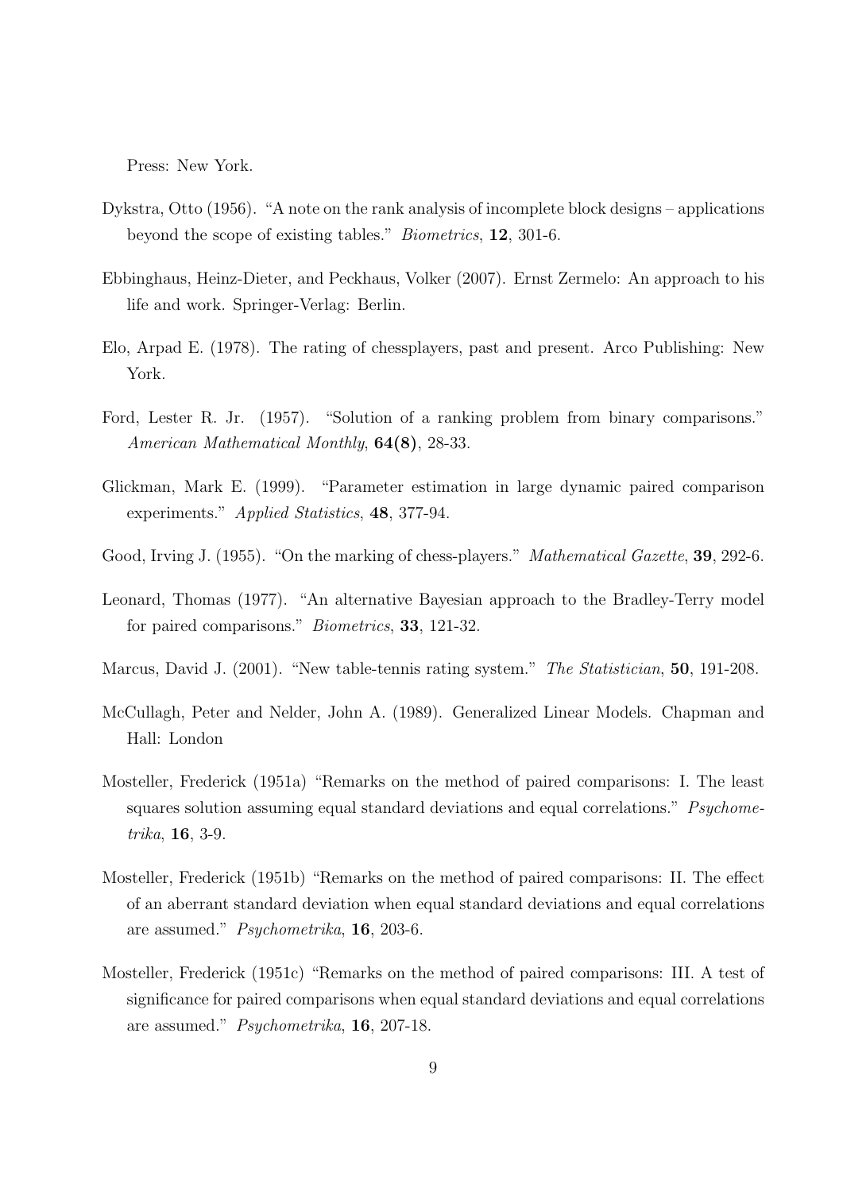Press: New York.

Dykstra, Otto (1956). "A note on the rank analysis of incomplete block designs – applications beyond the scope of existing tables." *Biometrics*, **12**, 301-6.

Ebbinghaus, Heinz-Dieter, and Peckhaus, Volker (2007). Ernst Zermelo: An approach to his life and work. Springer-Verlag: Berlin.

Elo, Arpad E. (1978). The rating of chessplayers, past and present. Arco Publishing: New York.

Ford, Lester R. Jr. (1957). "Solution of a ranking problem from binary comparisons." *American Mathematical Monthly*, **64(8)**, 28-33.

Glickman, Mark E. (1999). "Parameter estimation in large dynamic paired comparison experiments." *Applied Statistics*, **48**, 377-94.

Good, Irving J. (1955). "On the marking of chess-players." *Mathematical Gazette*, **39**, 292-6.

Leonard, Thomas (1977). "An alternative Bayesian approach to the Bradley-Terry model for paired comparisons." *Biometrics*, **33**, 121-32.

Marcus, David J. (2001). "New table-tennis rating system." *The Statistician*, **50**, 191-208.

McCullagh, Peter and Nelder, John A. (1989). Generalized Linear Models. Chapman and Hall: London

Mosteller, Frederick (1951a) "Remarks on the method of paired comparisons: I. The least squares solution assuming equal standard deviations and equal correlations." *Psychometrika*, **16**, 3-9.

Mosteller, Frederick (1951b) "Remarks on the method of paired comparisons: II. The effect of an aberrant standard deviation when equal standard deviations and equal correlations are assumed." *Psychometrika*, **16**, 203-6.

Mosteller, Frederick (1951c) "Remarks on the method of paired comparisons: III. A test of significance for paired comparisons when equal standard deviations and equal correlations are assumed." *Psychometrika*, **16**, 207-18.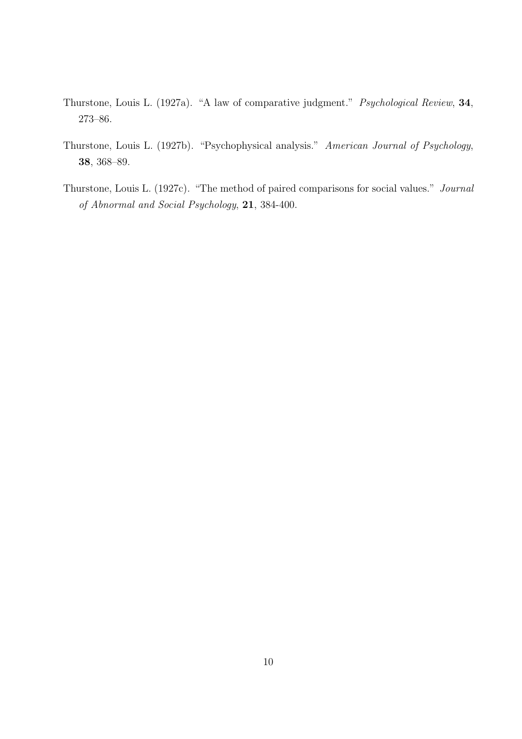Thurstone, Louis L. (1927a). "A law of comparative judgment." *Psychological Review*, **34**, 273–86.

Thurstone, Louis L. (1927b). "Psychophysical analysis." *American Journal of Psychology*, **38**, 368–89.

Thurstone, Louis L. (1927c). "The method of paired comparisons for social values." *Journal of Abnormal and Social Psychology*, **21**, 384-400.